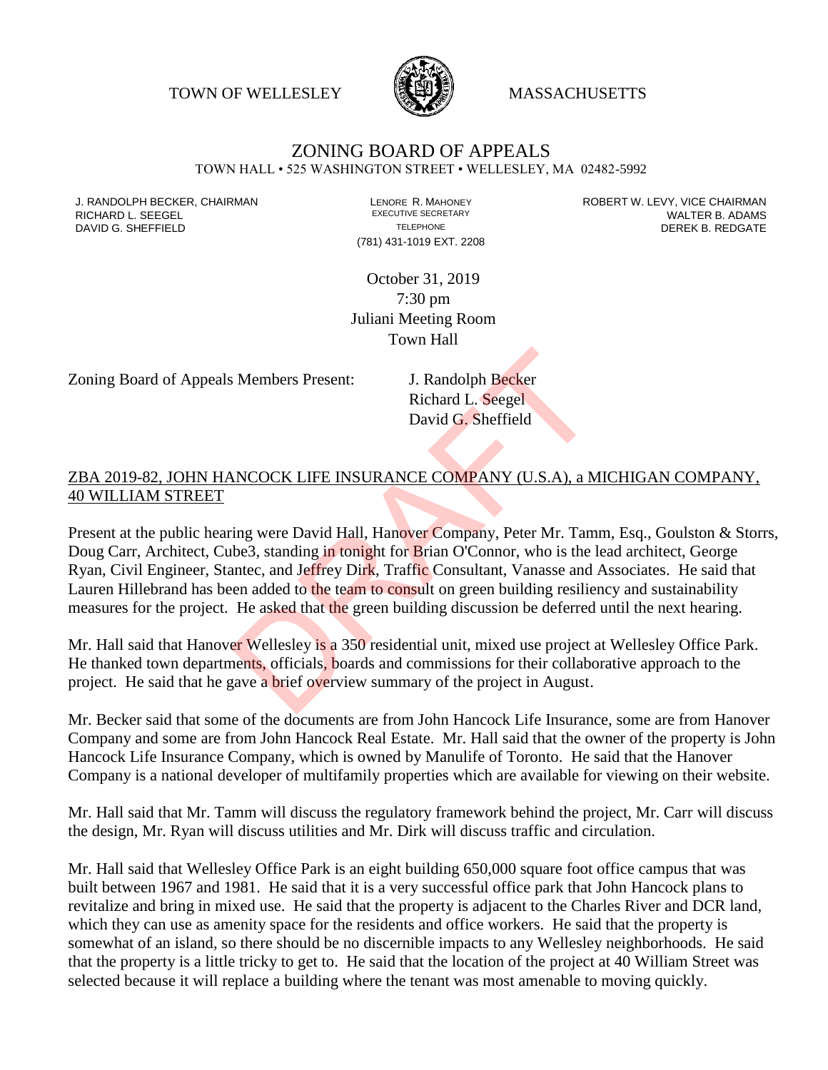TOWN OF WELLESLEY MASSACHUSETTS

# ZONING BOARD OF APPEALS

TOWN HALL • 525 WASHINGTON STREET • WELLESLEY, MA 02482-5992

J. RANDOLPH BECKER, CHAIRMAN
RICHARD L. SEEGEL
DAVID G. SHEFFIELD

LENORE R. MAHONEY
EXECUTIVE SECRETARY
TELEPHONE
(781) 431-1019 EXT. 2208

ROBERT W. LEVY, VICE CHAIRMAN
WALTER B. ADAMS
DEREK B. REDGATE

October 31, 2019
7:30 pm
Juliani Meeting Room
Town Hall

Zoning Board of Appeals Members Present: J. Randolph Becker
Richard L. Seegel
David G. Sheffield

ZBA 2019-82, JOHN HANCOCK LIFE INSURANCE COMPANY (U.S.A), a MICHIGAN COMPANY, 40 WILLIAM STREET

Present at the public hearing were David Hall, Hanover Company, Peter Mr. Tamm, Esq., Goulston & Storrs, Doug Carr, Architect, Cube3, standing in tonight for Brian O'Connor, who is the lead architect, George Ryan, Civil Engineer, Stantec, and Jeffrey Dirk, Traffic Consultant, Vanasse and Associates. He said that Lauren Hillebrand has been added to the team to consult on green building resiliency and sustainability measures for the project. He asked that the green building discussion be deferred until the next hearing.

Mr. Hall said that Hanover Wellesley is a 350 residential unit, mixed use project at Wellesley Office Park. He thanked town departments, officials, boards and commissions for their collaborative approach to the project. He said that he gave a brief overview summary of the project in August.

Mr. Becker said that some of the documents are from John Hancock Life Insurance, some are from Hanover Company and some are from John Hancock Real Estate. Mr. Hall said that the owner of the property is John Hancock Life Insurance Company, which is owned by Manulife of Toronto. He said that the Hanover Company is a national developer of multifamily properties which are available for viewing on their website.

Mr. Hall said that Mr. Tamm will discuss the regulatory framework behind the project, Mr. Carr will discuss the design, Mr. Ryan will discuss utilities and Mr. Dirk will discuss traffic and circulation.

Mr. Hall said that Wellesley Office Park is an eight building 650,000 square foot office campus that was built between 1967 and 1981. He said that it is a very successful office park that John Hancock plans to revitalize and bring in mixed use. He said that the property is adjacent to the Charles River and DCR land, which they can use as amenity space for the residents and office workers. He said that the property is somewhat of an island, so there should be no discernible impacts to any Wellesley neighborhoods. He said that the property is a little tricky to get to. He said that the location of the project at 40 William Street was selected because it will replace a building where the tenant was most amenable to moving quickly.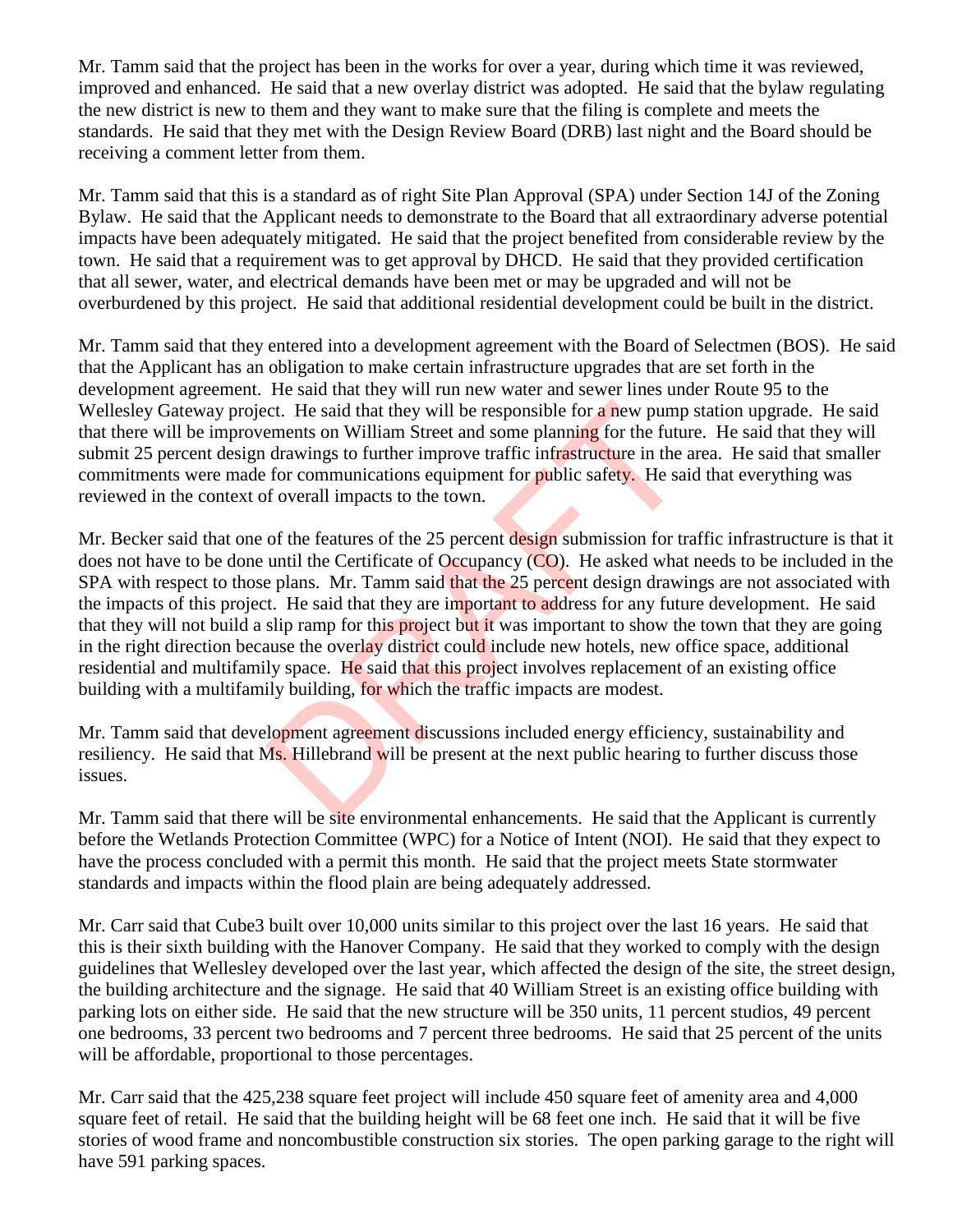Mr. Tamm said that the project has been in the works for over a year, during which time it was reviewed, improved and enhanced. He said that a new overlay district was adopted. He said that the bylaw regulating the new district is new to them and they want to make sure that the filing is complete and meets the standards. He said that they met with the Design Review Board (DRB) last night and the Board should be receiving a comment letter from them.

Mr. Tamm said that this is a standard as of right Site Plan Approval (SPA) under Section 14J of the Zoning Bylaw. He said that the Applicant needs to demonstrate to the Board that all extraordinary adverse potential impacts have been adequately mitigated. He said that the project benefited from considerable review by the town. He said that a requirement was to get approval by DHCD. He said that they provided certification that all sewer, water, and electrical demands have been met or may be upgraded and will not be overburdened by this project. He said that additional residential development could be built in the district.

Mr. Tamm said that they entered into a development agreement with the Board of Selectmen (BOS). He said that the Applicant has an obligation to make certain infrastructure upgrades that are set forth in the development agreement. He said that they will run new water and sewer lines under Route 95 to the Wellesley Gateway project. He said that they will be responsible for a new pump station upgrade. He said that there will be improvements on William Street and some planning for the future. He said that they will submit 25 percent design drawings to further improve traffic infrastructure in the area. He said that smaller commitments were made for communications equipment for public safety. He said that everything was reviewed in the context of overall impacts to the town.

Mr. Becker said that one of the features of the 25 percent design submission for traffic infrastructure is that it does not have to be done until the Certificate of Occupancy (CO). He asked what needs to be included in the SPA with respect to those plans. Mr. Tamm said that the 25 percent design drawings are not associated with the impacts of this project. He said that they are important to address for any future development. He said that they will not build a slip ramp for this project but it was important to show the town that they are going in the right direction because the overlay district could include new hotels, new office space, additional residential and multifamily space. He said that this project involves replacement of an existing office building with a multifamily building, for which the traffic impacts are modest.

Mr. Tamm said that development agreement discussions included energy efficiency, sustainability and resiliency. He said that Ms. Hillebrand will be present at the next public hearing to further discuss those issues.

Mr. Tamm said that there will be site environmental enhancements. He said that the Applicant is currently before the Wetlands Protection Committee (WPC) for a Notice of Intent (NOI). He said that they expect to have the process concluded with a permit this month. He said that the project meets State stormwater standards and impacts within the flood plain are being adequately addressed.

Mr. Carr said that Cube3 built over 10,000 units similar to this project over the last 16 years. He said that this is their sixth building with the Hanover Company. He said that they worked to comply with the design guidelines that Wellesley developed over the last year, which affected the design of the site, the street design, the building architecture and the signage. He said that 40 William Street is an existing office building with parking lots on either side. He said that the new structure will be 350 units, 11 percent studios, 49 percent one bedrooms, 33 percent two bedrooms and 7 percent three bedrooms. He said that 25 percent of the units will be affordable, proportional to those percentages.

Mr. Carr said that the 425,238 square feet project will include 450 square feet of amenity area and 4,000 square feet of retail. He said that the building height will be 68 feet one inch. He said that it will be five stories of wood frame and noncombustible construction six stories. The open parking garage to the right will have 591 parking spaces.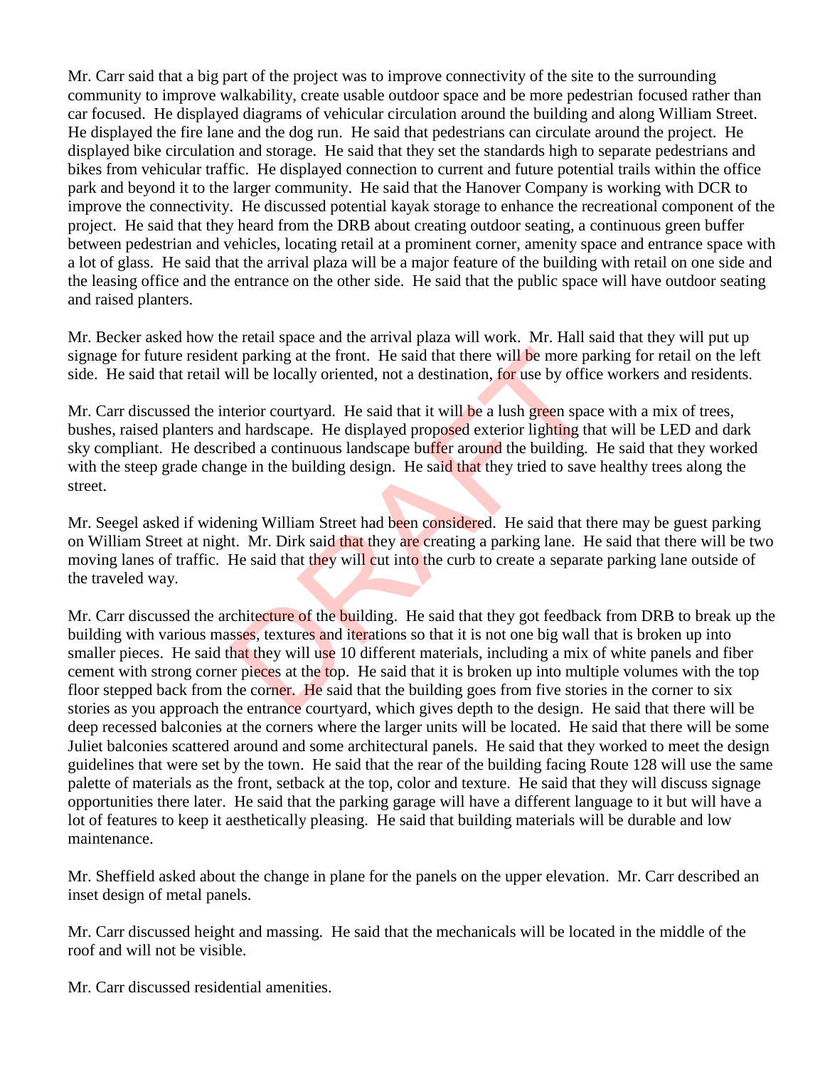Mr. Carr said that a big part of the project was to improve connectivity of the site to the surrounding community to improve walkability, create usable outdoor space and be more pedestrian focused rather than car focused. He displayed diagrams of vehicular circulation around the building and along William Street. He displayed the fire lane and the dog run. He said that pedestrians can circulate around the project. He displayed bike circulation and storage. He said that they set the standards high to separate pedestrians and bikes from vehicular traffic. He displayed connection to current and future potential trails within the office park and beyond it to the larger community. He said that the Hanover Company is working with DCR to improve the connectivity. He discussed potential kayak storage to enhance the recreational component of the project. He said that they heard from the DRB about creating outdoor seating, a continuous green buffer between pedestrian and vehicles, locating retail at a prominent corner, amenity space and entrance space with a lot of glass. He said that the arrival plaza will be a major feature of the building with retail on one side and the leasing office and the entrance on the other side. He said that the public space will have outdoor seating and raised planters.

Mr. Becker asked how the retail space and the arrival plaza will work. Mr. Hall said that they will put up signage for future resident parking at the front. He said that there will be more parking for retail on the left side. He said that retail will be locally oriented, not a destination, for use by office workers and residents.

Mr. Carr discussed the interior courtyard. He said that it will be a lush green space with a mix of trees, bushes, raised planters and hardscape. He displayed proposed exterior lighting that will be LED and dark sky compliant. He described a continuous landscape buffer around the building. He said that they worked with the steep grade change in the building design. He said that they tried to save healthy trees along the street.

Mr. Seegel asked if widening William Street had been considered. He said that there may be guest parking on William Street at night. Mr. Dirk said that they are creating a parking lane. He said that there will be two moving lanes of traffic. He said that they will cut into the curb to create a separate parking lane outside of the traveled way.

Mr. Carr discussed the architecture of the building. He said that they got feedback from DRB to break up the building with various masses, textures and iterations so that it is not one big wall that is broken up into smaller pieces. He said that they will use 10 different materials, including a mix of white panels and fiber cement with strong corner pieces at the top. He said that it is broken up into multiple volumes with the top floor stepped back from the corner. He said that the building goes from five stories in the corner to six stories as you approach the entrance courtyard, which gives depth to the design. He said that there will be deep recessed balconies at the corners where the larger units will be located. He said that there will be some Juliet balconies scattered around and some architectural panels. He said that they worked to meet the design guidelines that were set by the town. He said that the rear of the building facing Route 128 will use the same palette of materials as the front, setback at the top, color and texture. He said that they will discuss signage opportunities there later. He said that the parking garage will have a different language to it but will have a lot of features to keep it aesthetically pleasing. He said that building materials will be durable and low maintenance.

Mr. Sheffield asked about the change in plane for the panels on the upper elevation. Mr. Carr described an inset design of metal panels.

Mr. Carr discussed height and massing. He said that the mechanicals will be located in the middle of the roof and will not be visible.

Mr. Carr discussed residential amenities.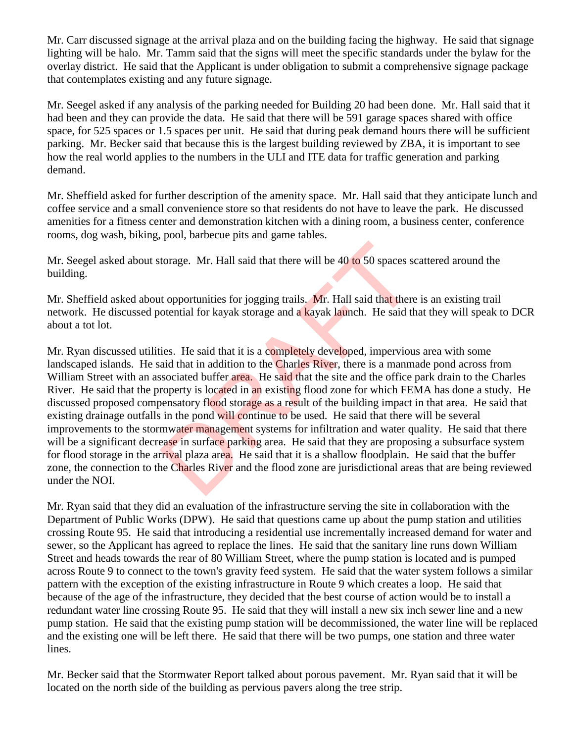Mr. Carr discussed signage at the arrival plaza and on the building facing the highway. He said that signage lighting will be halo. Mr. Tamm said that the signs will meet the specific standards under the bylaw for the overlay district. He said that the Applicant is under obligation to submit a comprehensive signage package that contemplates existing and any future signage.

Mr. Seegel asked if any analysis of the parking needed for Building 20 had been done. Mr. Hall said that it had been and they can provide the data. He said that there will be 591 garage spaces shared with office space, for 525 spaces or 1.5 spaces per unit. He said that during peak demand hours there will be sufficient parking. Mr. Becker said that because this is the largest building reviewed by ZBA, it is important to see how the real world applies to the numbers in the ULI and ITE data for traffic generation and parking demand.

Mr. Sheffield asked for further description of the amenity space. Mr. Hall said that they anticipate lunch and coffee service and a small convenience store so that residents do not have to leave the park. He discussed amenities for a fitness center and demonstration kitchen with a dining room, a business center, conference rooms, dog wash, biking, pool, barbecue pits and game tables.

Mr. Seegel asked about storage. Mr. Hall said that there will be 40 to 50 spaces scattered around the building.

Mr. Sheffield asked about opportunities for jogging trails. Mr. Hall said that there is an existing trail network. He discussed potential for kayak storage and a kayak launch. He said that they will speak to DCR about a tot lot.

Mr. Ryan discussed utilities. He said that it is a completely developed, impervious area with some landscaped islands. He said that in addition to the Charles River, there is a manmade pond across from William Street with an associated buffer area. He said that the site and the office park drain to the Charles River. He said that the property is located in an existing flood zone for which FEMA has done a study. He discussed proposed compensatory flood storage as a result of the building impact in that area. He said that existing drainage outfalls in the pond will continue to be used. He said that there will be several improvements to the stormwater management systems for infiltration and water quality. He said that there will be a significant decrease in surface parking area. He said that they are proposing a subsurface system for flood storage in the arrival plaza area. He said that it is a shallow floodplain. He said that the buffer zone, the connection to the Charles River and the flood zone are jurisdictional areas that are being reviewed under the NOI.

Mr. Ryan said that they did an evaluation of the infrastructure serving the site in collaboration with the Department of Public Works (DPW). He said that questions came up about the pump station and utilities crossing Route 95. He said that introducing a residential use incrementally increased demand for water and sewer, so the Applicant has agreed to replace the lines. He said that the sanitary line runs down William Street and heads towards the rear of 80 William Street, where the pump station is located and is pumped across Route 9 to connect to the town's gravity feed system. He said that the water system follows a similar pattern with the exception of the existing infrastructure in Route 9 which creates a loop. He said that because of the age of the infrastructure, they decided that the best course of action would be to install a redundant water line crossing Route 95. He said that they will install a new six inch sewer line and a new pump station. He said that the existing pump station will be decommissioned, the water line will be replaced and the existing one will be left there. He said that there will be two pumps, one station and three water lines.

Mr. Becker said that the Stormwater Report talked about porous pavement. Mr. Ryan said that it will be located on the north side of the building as pervious pavers along the tree strip.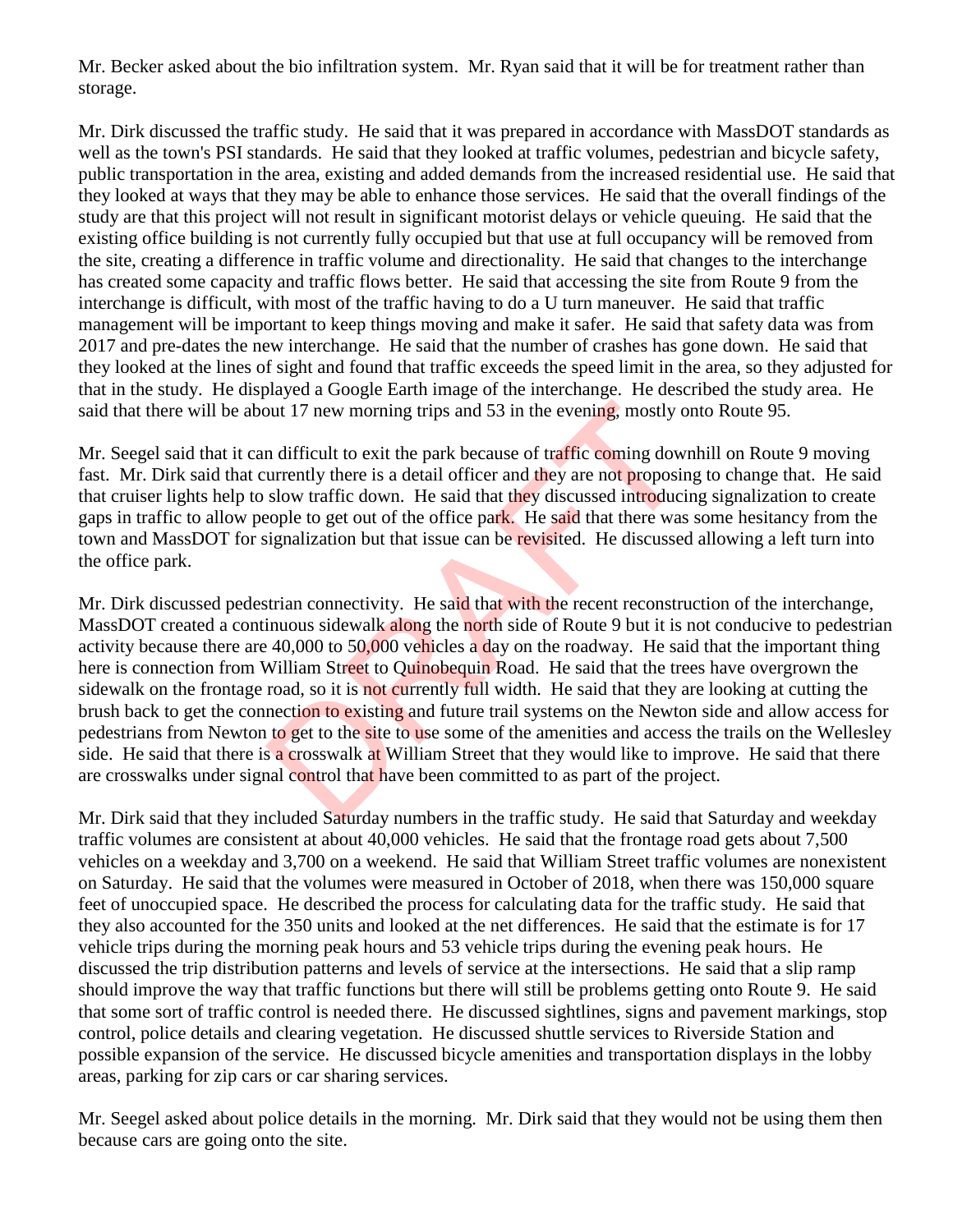Mr. Becker asked about the bio infiltration system. Mr. Ryan said that it will be for treatment rather than storage.

Mr. Dirk discussed the traffic study. He said that it was prepared in accordance with MassDOT standards as well as the town's PSI standards. He said that they looked at traffic volumes, pedestrian and bicycle safety, public transportation in the area, existing and added demands from the increased residential use. He said that they looked at ways that they may be able to enhance those services. He said that the overall findings of the study are that this project will not result in significant motorist delays or vehicle queuing. He said that the existing office building is not currently fully occupied but that use at full occupancy will be removed from the site, creating a difference in traffic volume and directionality. He said that changes to the interchange has created some capacity and traffic flows better. He said that accessing the site from Route 9 from the interchange is difficult, with most of the traffic having to do a U turn maneuver. He said that traffic management will be important to keep things moving and make it safer. He said that safety data was from 2017 and pre-dates the new interchange. He said that the number of crashes has gone down. He said that they looked at the lines of sight and found that traffic exceeds the speed limit in the area, so they adjusted for that in the study. He displayed a Google Earth image of the interchange. He described the study area. He said that there will be about 17 new morning trips and 53 in the evening, mostly onto Route 95.

Mr. Seegel said that it can difficult to exit the park because of traffic coming downhill on Route 9 moving fast. Mr. Dirk said that currently there is a detail officer and they are not proposing to change that. He said that cruiser lights help to slow traffic down. He said that they discussed introducing signalization to create gaps in traffic to allow people to get out of the office park. He said that there was some hesitancy from the town and MassDOT for signalization but that issue can be revisited. He discussed allowing a left turn into the office park.

Mr. Dirk discussed pedestrian connectivity. He said that with the recent reconstruction of the interchange, MassDOT created a continuous sidewalk along the north side of Route 9 but it is not conducive to pedestrian activity because there are 40,000 to 50,000 vehicles a day on the roadway. He said that the important thing here is connection from William Street to Quinobequin Road. He said that the trees have overgrown the sidewalk on the frontage road, so it is not currently full width. He said that they are looking at cutting the brush back to get the connection to existing and future trail systems on the Newton side and allow access for pedestrians from Newton to get to the site to use some of the amenities and access the trails on the Wellesley side. He said that there is a crosswalk at William Street that they would like to improve. He said that there are crosswalks under signal control that have been committed to as part of the project.

Mr. Dirk said that they included Saturday numbers in the traffic study. He said that Saturday and weekday traffic volumes are consistent at about 40,000 vehicles. He said that the frontage road gets about 7,500 vehicles on a weekday and 3,700 on a weekend. He said that William Street traffic volumes are nonexistent on Saturday. He said that the volumes were measured in October of 2018, when there was 150,000 square feet of unoccupied space. He described the process for calculating data for the traffic study. He said that they also accounted for the 350 units and looked at the net differences. He said that the estimate is for 17 vehicle trips during the morning peak hours and 53 vehicle trips during the evening peak hours. He discussed the trip distribution patterns and levels of service at the intersections. He said that a slip ramp should improve the way that traffic functions but there will still be problems getting onto Route 9. He said that some sort of traffic control is needed there. He discussed sightlines, signs and pavement markings, stop control, police details and clearing vegetation. He discussed shuttle services to Riverside Station and possible expansion of the service. He discussed bicycle amenities and transportation displays in the lobby areas, parking for zip cars or car sharing services.

Mr. Seegel asked about police details in the morning. Mr. Dirk said that they would not be using them then because cars are going onto the site.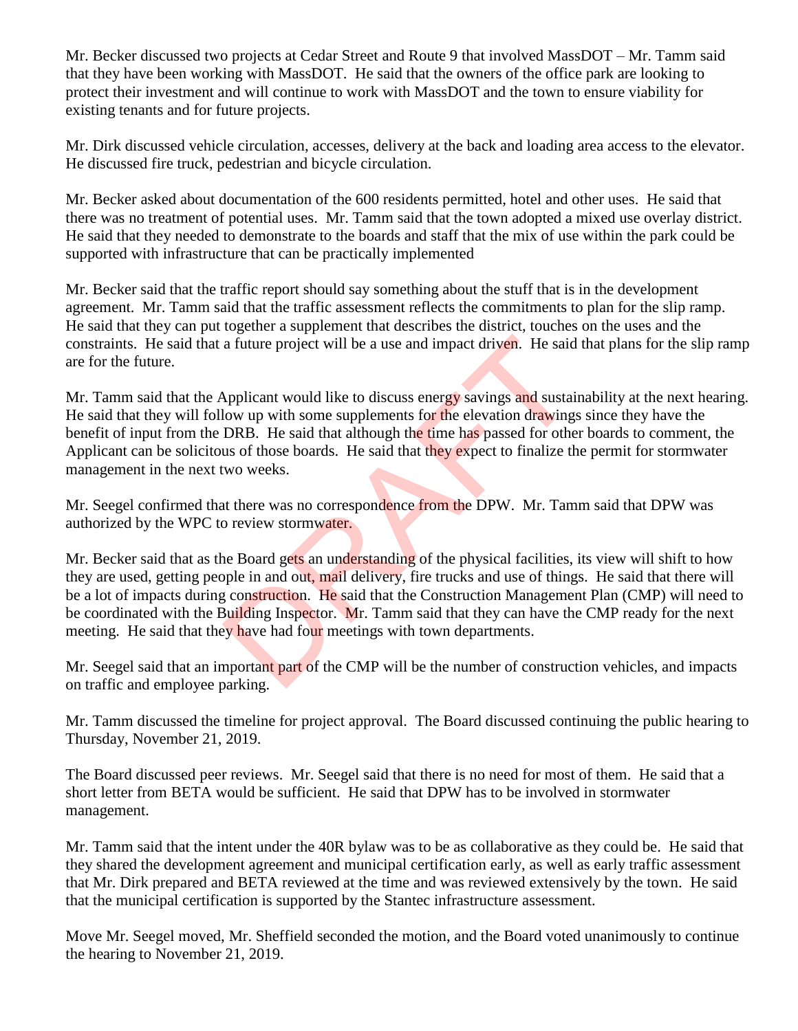Mr. Becker discussed two projects at Cedar Street and Route 9 that involved MassDOT – Mr. Tamm said that they have been working with MassDOT. He said that the owners of the office park are looking to protect their investment and will continue to work with MassDOT and the town to ensure viability for existing tenants and for future projects.

Mr. Dirk discussed vehicle circulation, accesses, delivery at the back and loading area access to the elevator. He discussed fire truck, pedestrian and bicycle circulation.

Mr. Becker asked about documentation of the 600 residents permitted, hotel and other uses. He said that there was no treatment of potential uses. Mr. Tamm said that the town adopted a mixed use overlay district. He said that they needed to demonstrate to the boards and staff that the mix of use within the park could be supported with infrastructure that can be practically implemented

Mr. Becker said that the traffic report should say something about the stuff that is in the development agreement. Mr. Tamm said that the traffic assessment reflects the commitments to plan for the slip ramp. He said that they can put together a supplement that describes the district, touches on the uses and the constraints. He said that a future project will be a use and impact driven. He said that plans for the slip ramp are for the future.

Mr. Tamm said that the Applicant would like to discuss energy savings and sustainability at the next hearing. He said that they will follow up with some supplements for the elevation drawings since they have the benefit of input from the DRB. He said that although the time has passed for other boards to comment, the Applicant can be solicitous of those boards. He said that they expect to finalize the permit for stormwater management in the next two weeks.

Mr. Seegel confirmed that there was no correspondence from the DPW. Mr. Tamm said that DPW was authorized by the WPC to review stormwater.

Mr. Becker said that as the Board gets an understanding of the physical facilities, its view will shift to how they are used, getting people in and out, mail delivery, fire trucks and use of things. He said that there will be a lot of impacts during construction. He said that the Construction Management Plan (CMP) will need to be coordinated with the Building Inspector. Mr. Tamm said that they can have the CMP ready for the next meeting. He said that they have had four meetings with town departments.

Mr. Seegel said that an important part of the CMP will be the number of construction vehicles, and impacts on traffic and employee parking.

Mr. Tamm discussed the timeline for project approval. The Board discussed continuing the public hearing to Thursday, November 21, 2019.

The Board discussed peer reviews. Mr. Seegel said that there is no need for most of them. He said that a short letter from BETA would be sufficient. He said that DPW has to be involved in stormwater management.

Mr. Tamm said that the intent under the 40R bylaw was to be as collaborative as they could be. He said that they shared the development agreement and municipal certification early, as well as early traffic assessment that Mr. Dirk prepared and BETA reviewed at the time and was reviewed extensively by the town. He said that the municipal certification is supported by the Stantec infrastructure assessment.

Move Mr. Seegel moved, Mr. Sheffield seconded the motion, and the Board voted unanimously to continue the hearing to November 21, 2019.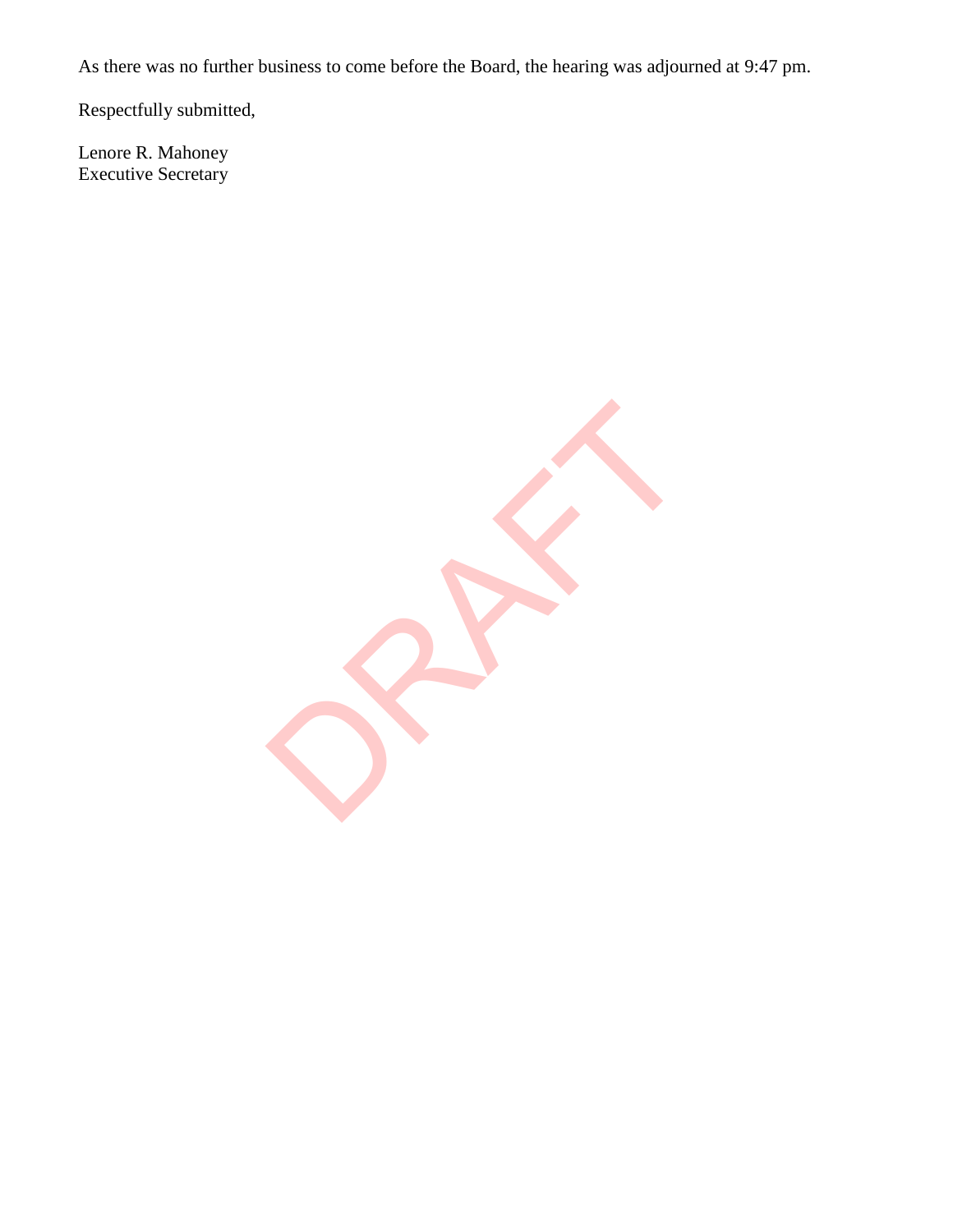As there was no further business to come before the Board, the hearing was adjourned at 9:47 pm.

Respectfully submitted,

Lenore R. Mahoney
Executive Secretary

DRAFT